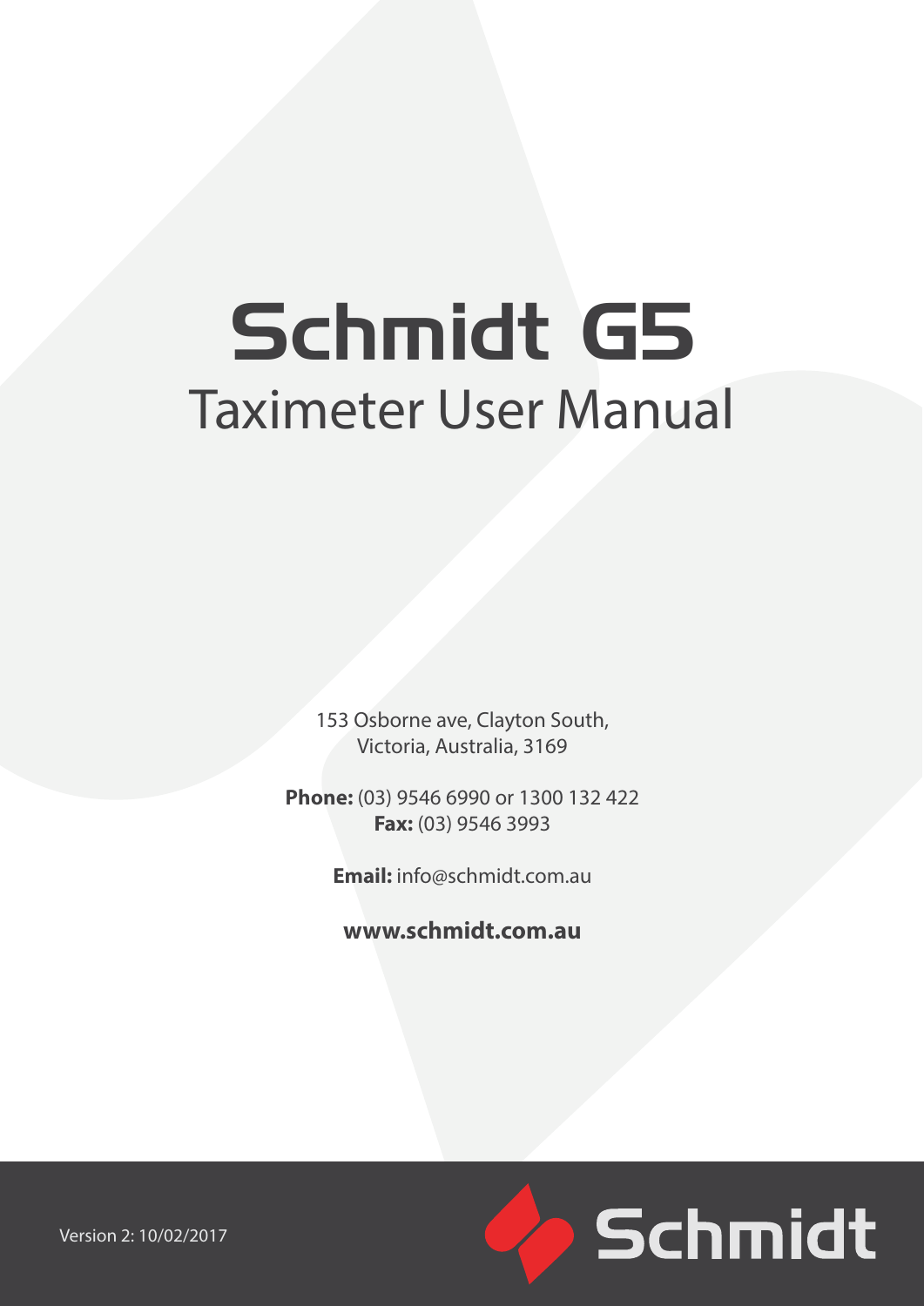# Schmidt G5

## Taximeter User Manual

153 Osborne ave, Clayton South,
Victoria, Australia, 3169

**Phone:** (03) 9546 6990 or 1300 132 422
**Fax:** (03) 9546 3993

**Email:** info@schmidt.com.au

**www.schmidt.com.au**

Version 2: 10/02/2017

Schmidt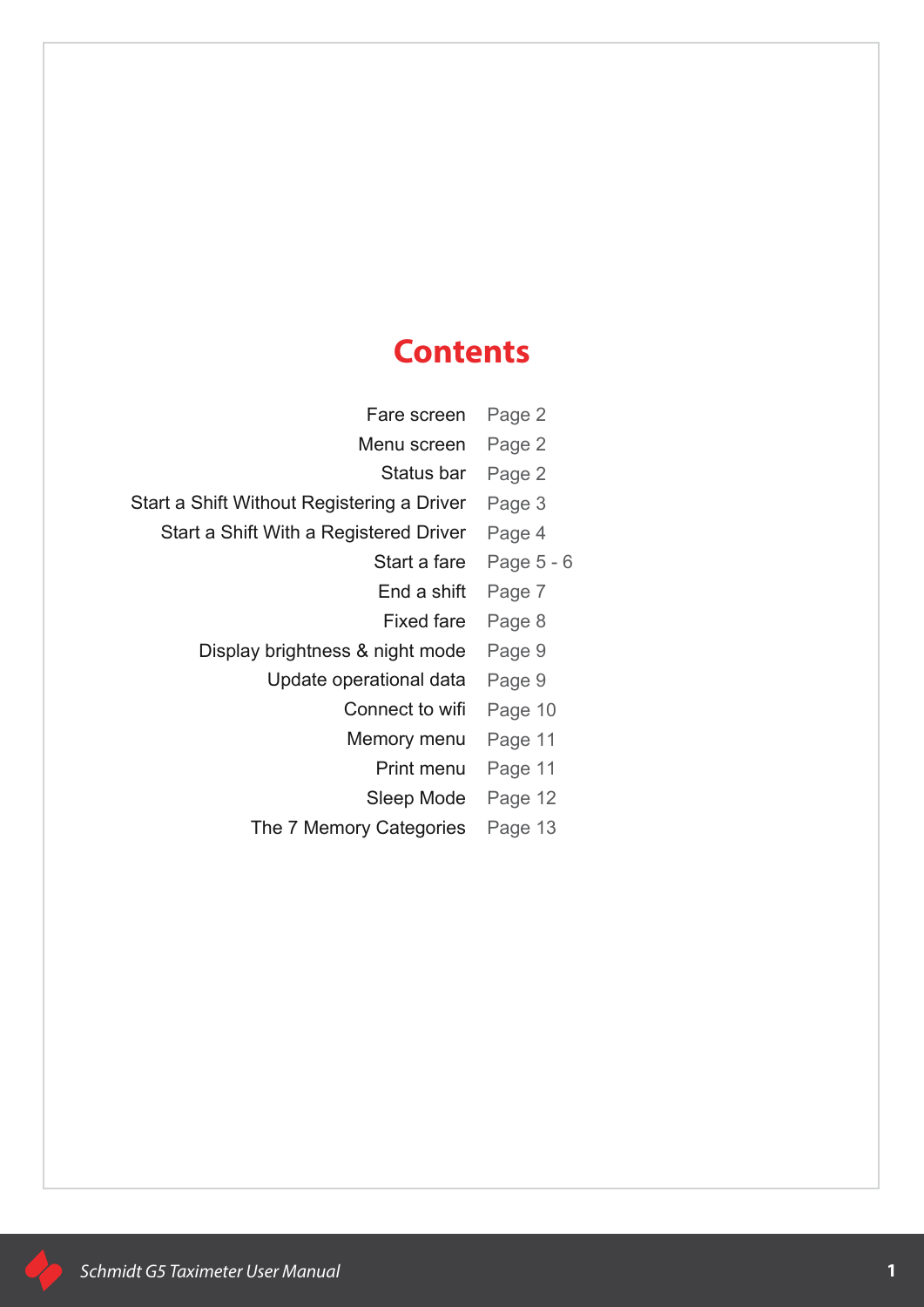# Contents

| | |
|---|---|
| Fare screen | Page 2 |
| Menu screen | Page 2 |
| Status bar | Page 2 |
| Start a Shift Without Registering a Driver | Page 3 |
| Start a Shift With a Registered Driver | Page 4 |
| Start a fare | Page 5 - 6 |
| End a shift | Page 7 |
| Fixed fare | Page 8 |
| Display brightness & night mode | Page 9 |
| Update operational data | Page 9 |
| Connect to wifi | Page 10 |
| Memory menu | Page 11 |
| Print menu | Page 11 |
| Sleep Mode | Page 12 |
| The 7 Memory Categories | Page 13 |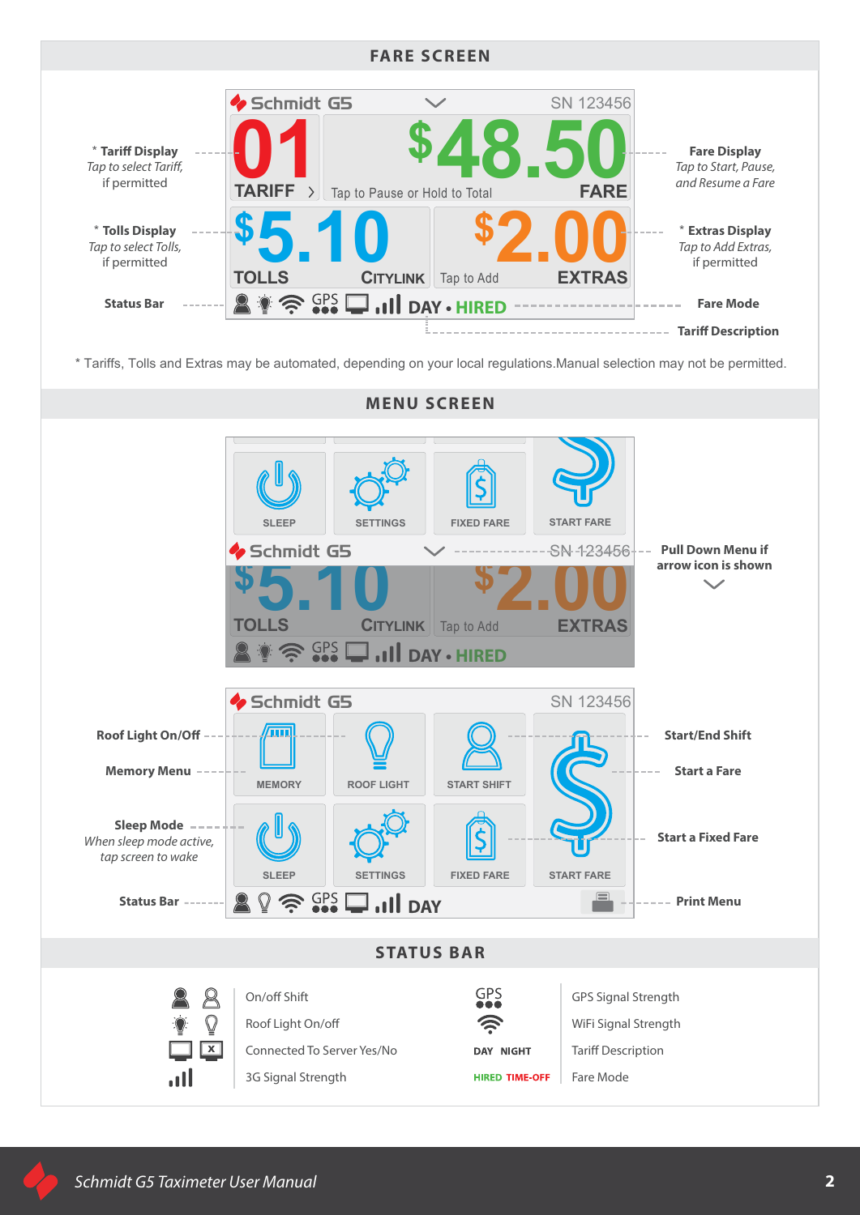## FARE SCREEN

Schmidt G5 — SN 123456

01 TARIFF — $48.50 FARE — Tap to Pause or Hold to Total

$5.10 TOLLS CITYLINK — $2.00 EXTRAS — Tap to Add

DAY • HIRED

**\* Tariff Display**
*Tap to select Tariff, if permitted*

**\* Tolls Display**
*Tap to select Tolls, if permitted*

**Status Bar**

**Fare Display**
*Tap to Start, Pause, and Resume a Fare*

**\* Extras Display**
*Tap to Add Extras, if permitted*

**Fare Mode**

**Tariff Description**

\* Tariffs, Tolls and Extras may be automated, depending on your local regulations.Manual selection may not be permitted.

## MENU SCREEN

SLEEP — SETTINGS — FIXED FARE — START FARE

Schmidt G5 — SN 123456

$5.10 TOLLS CITYLINK — $2.00 EXTRAS — Tap to Add

DAY • HIRED

**Pull Down Menu if arrow icon is shown**

Schmidt G5 — SN 123456

MEMORY — ROOF LIGHT — START SHIFT — START FARE

SLEEP — SETTINGS — FIXED FARE

DAY

**Roof Light On/Off**

**Memory Menu**

**Sleep Mode**
*When sleep mode active, tap screen to wake*

**Status Bar**

**Start/End Shift**

**Start a Fare**

**Start a Fixed Fare**

**Print Menu**

## STATUS BAR

| Icon | Description | Icon | Description |
|---|---|---|---|
| | On/off Shift | GPS | GPS Signal Strength |
| | Roof Light On/off | | WiFi Signal Strength |
| | Connected To Server Yes/No | DAY NIGHT | Tariff Description |
| | 3G Signal Strength | HIRED TIME-OFF | Fare Mode |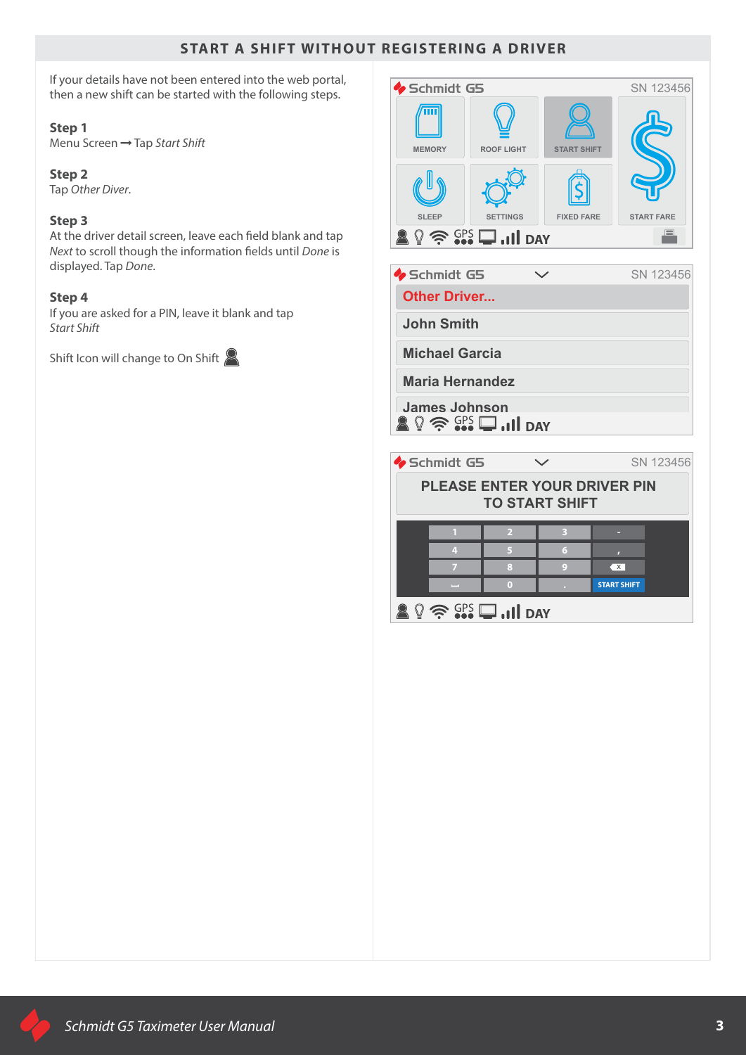## START A SHIFT WITHOUT REGISTERING A DRIVER

If your details have not been entered into the web portal, then a new shift can be started with the following steps.

**Step 1**
Menu Screen ➞ Tap *Start Shift*

**Step 2**
Tap *Other Diver.*

**Step 3**
At the driver detail screen, leave each field blank and tap *Next* to scroll though the information fields until *Done* is displayed. Tap *Done.*

**Step 4**
If you are asked for a PIN, leave it blank and tap *Start Shift*

Shift Icon will change to On Shift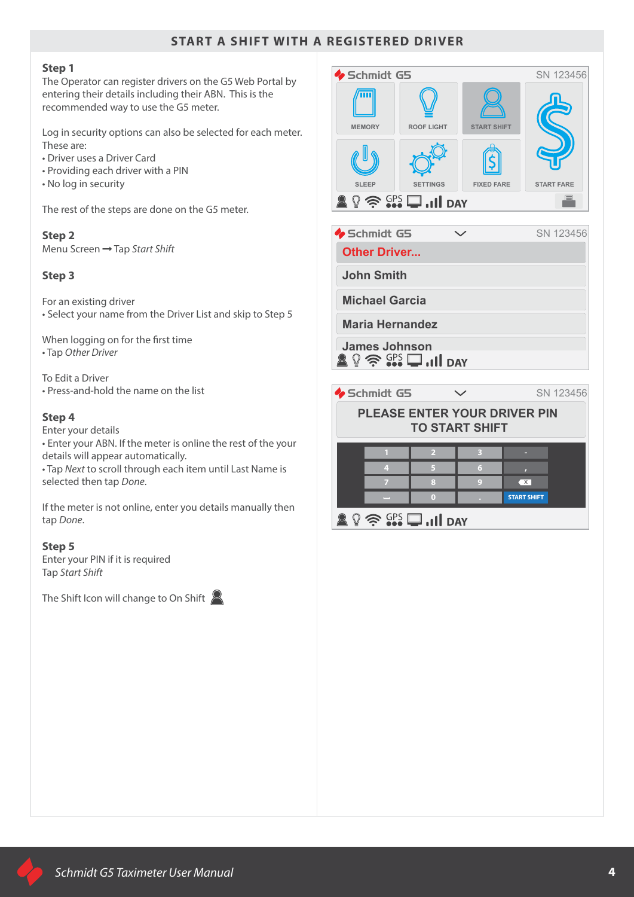## START A SHIFT WITH A REGISTERED DRIVER

**Step 1**
The Operator can register drivers on the G5 Web Portal by entering their details including their ABN. This is the recommended way to use the G5 meter.

Log in security options can also be selected for each meter. These are:

- Driver uses a Driver Card
- Providing each driver with a PIN
- No log in security

The rest of the steps are done on the G5 meter.

**Step 2**
Menu Screen ➞ Tap *Start Shift*

**Step 3**

For an existing driver

- Select your name from the Driver List and skip to Step 5

When logging on for the first time

- Tap *Other Driver*

To Edit a Driver

- Press-and-hold the name on the list

**Step 4**
Enter your details

- Enter your ABN. If the meter is online the rest of the your details will appear automatically.
- Tap *Next* to scroll through each item until Last Name is selected then tap *Done*.

If the meter is not online, enter you details manually then tap *Done*.

**Step 5**
Enter your PIN if it is required
Tap *Start Shift*

The Shift Icon will change to On Shift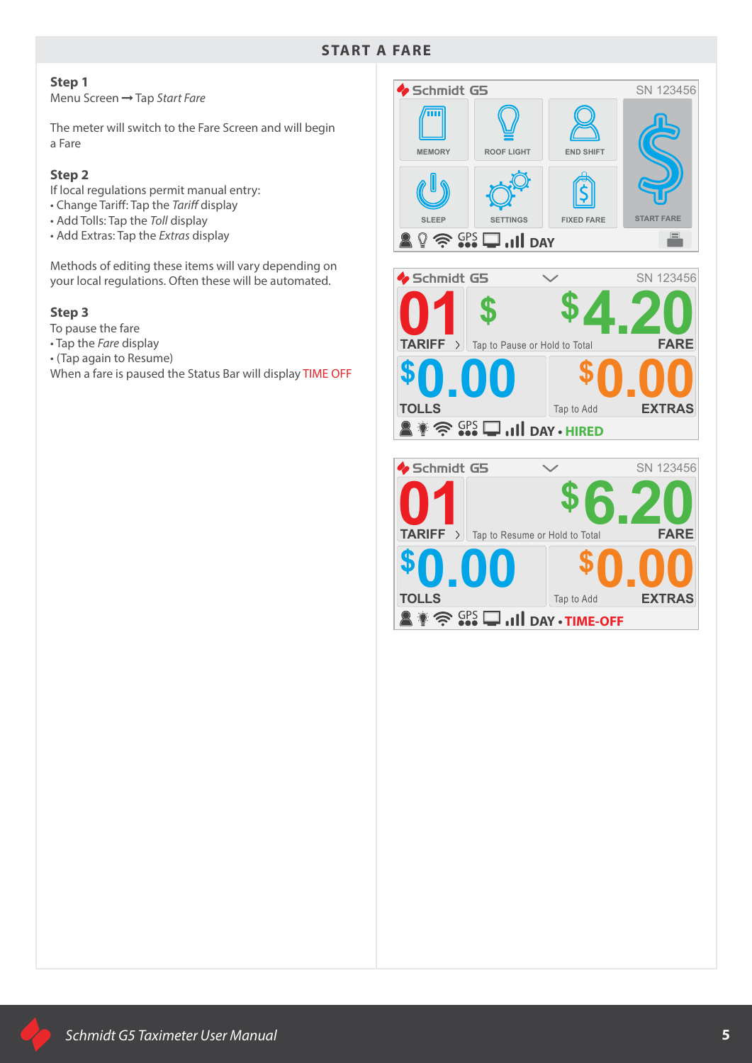## START A FARE

### Step 1

Menu Screen ➞ Tap *Start Fare*

The meter will switch to the Fare Screen and will begin a Fare

### Step 2

If local regulations permit manual entry:

- Change Tariff: Tap the *Tariff* display
- Add Tolls: Tap the *Toll* display
- Add Extras: Tap the *Extras* display

Methods of editing these items will vary depending on your local regulations. Often these will be automated.

### Step 3

To pause the fare

- Tap the *Fare* display
- (Tap again to Resume)

When a fare is paused the Status Bar will display TIME OFF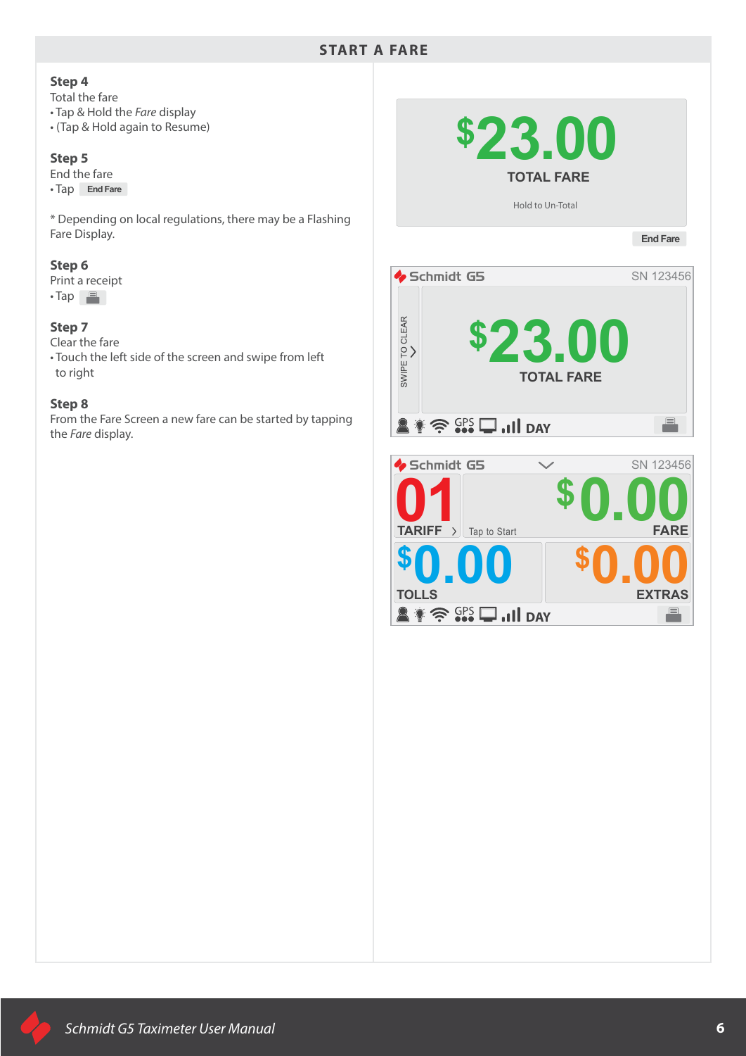## START A FARE

**Step 4**
Total the fare
- Tap & Hold the *Fare* display
- (Tap & Hold again to Resume)

**Step 5**
End the fare
- Tap End Fare

* Depending on local regulations, there may be a Flashing Fare Display.

**Step 6**
Print a receipt
- Tap

**Step 7**
Clear the fare
- Touch the left side of the screen and swipe from left to right

**Step 8**
From the Fare Screen a new fare can be started by tapping the *Fare* display.

$23.00
TOTAL FARE
Hold to Un-Total

End Fare

Schmidt G5 SN 123456
SWIPE TO CLEAR
$23.00
TOTAL FARE
GPS DAY

Schmidt G5 SN 123456
01
TARIFF
Tap to Start
$0.00
FARE
$0.00
TOLLS
$0.00
EXTRAS
GPS DAY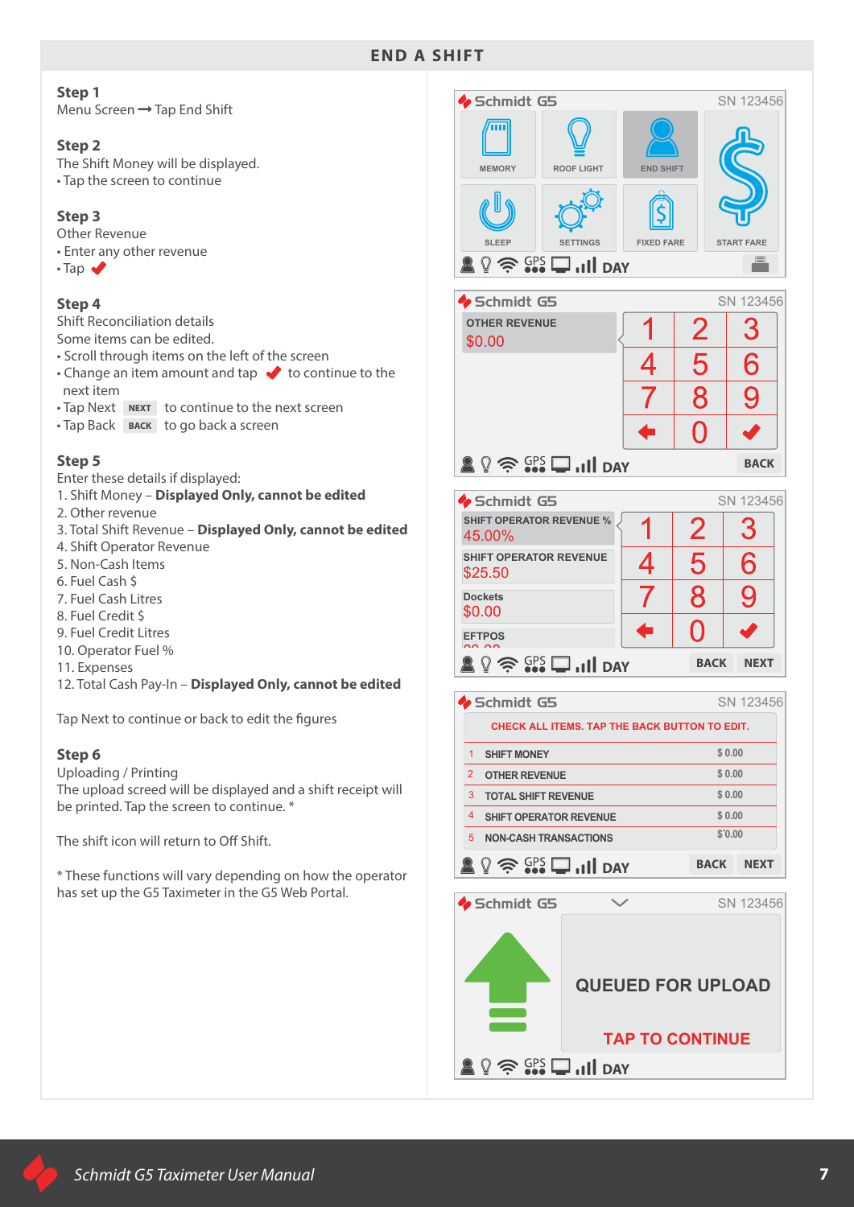# END A SHIFT

**Step 1**
Menu Screen ➞ Tap End Shift

**Step 2**
The Shift Money will be displayed.
- Tap the screen to continue

**Step 3**
Other Revenue
- Enter any other revenue
- Tap ✔

**Step 4**
Shift Reconciliation details
Some items can be edited.
- Scroll through items on the left of the screen
- Change an item amount and tap ✔ to continue to the next item
- Tap Next NEXT to continue to the next screen
- Tap Back BACK to go back a screen

**Step 5**
Enter these details if displayed:
1. Shift Money – **Displayed Only, cannot be edited**
2. Other revenue
3. Total Shift Revenue – **Displayed Only, cannot be edited**
4. Shift Operator Revenue
5. Non-Cash Items
6. Fuel Cash $
7. Fuel Cash Litres
8. Fuel Credit $
9. Fuel Credit Litres
10. Operator Fuel %
11. Expenses
12. Total Cash Pay-In – **Displayed Only, cannot be edited**

Tap Next to continue or back to edit the figures

**Step 6**
Uploading / Printing
The upload screed will be displayed and a shift receipt will be printed. Tap the screen to continue. *

The shift icon will return to Off Shift.

\* These functions will vary depending on how the operator has set up the G5 Taximeter in the G5 Web Portal.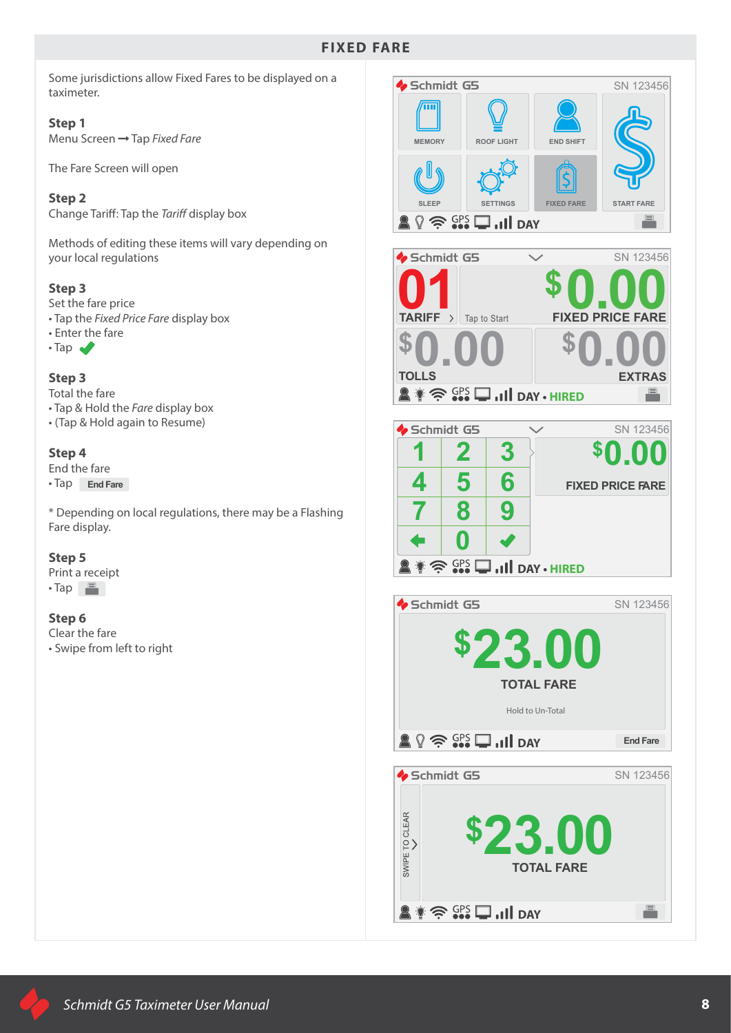## FIXED FARE

Some jurisdictions allow Fixed Fares to be displayed on a taximeter.

**Step 1**
Menu Screen ➞ Tap *Fixed Fare*

The Fare Screen will open

**Step 2**
Change Tariff: Tap the *Tariff* display box

Methods of editing these items will vary depending on your local regulations

**Step 3**
Set the fare price
- Tap the *Fixed Price Fare* display box
- Enter the fare
- Tap ✔

**Step 3**
Total the fare
- Tap & Hold the *Fare* display box
- (Tap & Hold again to Resume)

**Step 4**
End the fare
- Tap End Fare

* Depending on local regulations, there may be a Flashing Fare display.

**Step 5**
Print a receipt
- Tap

**Step 6**
Clear the fare
- Swipe from left to right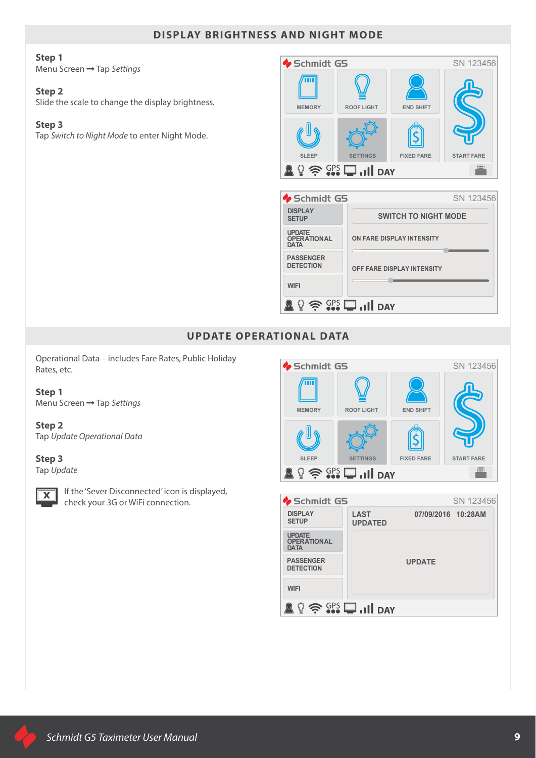## DISPLAY BRIGHTNESS AND NIGHT MODE

**Step 1**
Menu Screen ➞ Tap *Settings*

**Step 2**
Slide the scale to change the display brightness.

**Step 3**
Tap *Switch to Night Mode* to enter Night Mode.

## UPDATE OPERATIONAL DATA

Operational Data – includes Fare Rates, Public Holiday Rates, etc.

**Step 1**
Menu Screen ➞ Tap *Settings*

**Step 2**
Tap *Update Operational Data*

**Step 3**
Tap *Update*

If the 'Sever Disconnected' icon is displayed, check your 3G or WiFi connection.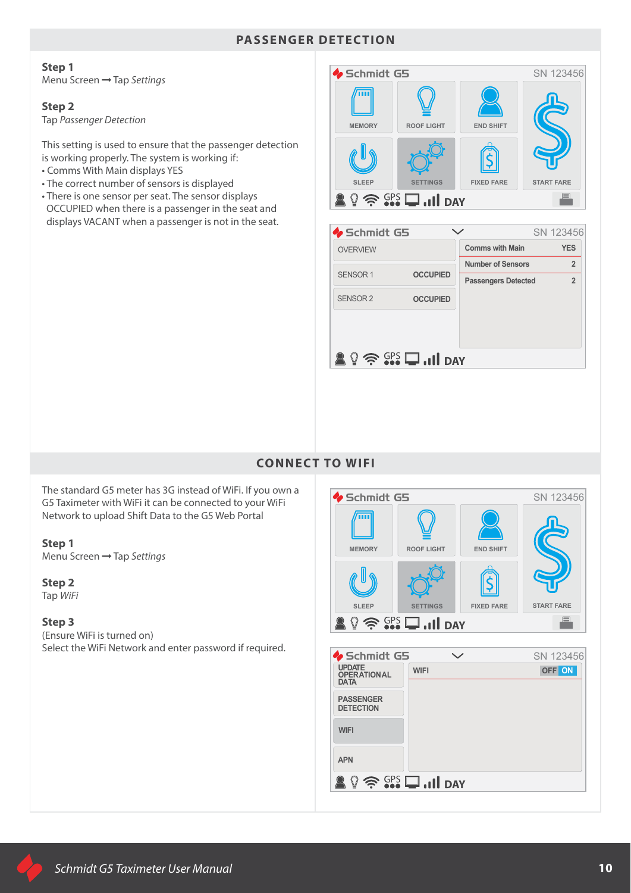## PASSENGER DETECTION

**Step 1**
Menu Screen ➞ Tap *Settings*

**Step 2**
Tap *Passenger Detection*

This setting is used to ensure that the passenger detection is working properly. The system is working if:

- Comms With Main displays YES
- The correct number of sensors is displayed
- There is one sensor per seat. The sensor displays OCCUPIED when there is a passenger in the seat and displays VACANT when a passenger is not in the seat.

Schmidt G5 SN 123456

MEMORY | ROOF LIGHT | END SHIFT | START FARE
SLEEP | SETTINGS | FIXED FARE

GPS DAY

Schmidt G5 SN 123456

| | |
|---|---|
| OVERVIEW | |
| SENSOR 1 | OCCUPIED |
| SENSOR 2 | OCCUPIED |

| | |
|---|---|
| Comms with Main | YES |
| Number of Sensors | 2 |
| Passengers Detected | 2 |

GPS DAY

## CONNECT TO WIFI

The standard G5 meter has 3G instead of WiFi. If you own a G5 Taximeter with WiFi it can be connected to your WiFi Network to upload Shift Data to the G5 Web Portal

**Step 1**
Menu Screen ➞ Tap *Settings*

**Step 2**
Tap *WiFi*

**Step 3**
(Ensure WiFi is turned on)
Select the WiFi Network and enter password if required.

Schmidt G5 SN 123456

MEMORY | ROOF LIGHT | END SHIFT | START FARE
SLEEP | SETTINGS | FIXED FARE

GPS DAY

Schmidt G5 SN 123456

UPDATE OPERATIONAL DATA
PASSENGER DETECTION
WIFI
APN

WIFI OFF ON

GPS DAY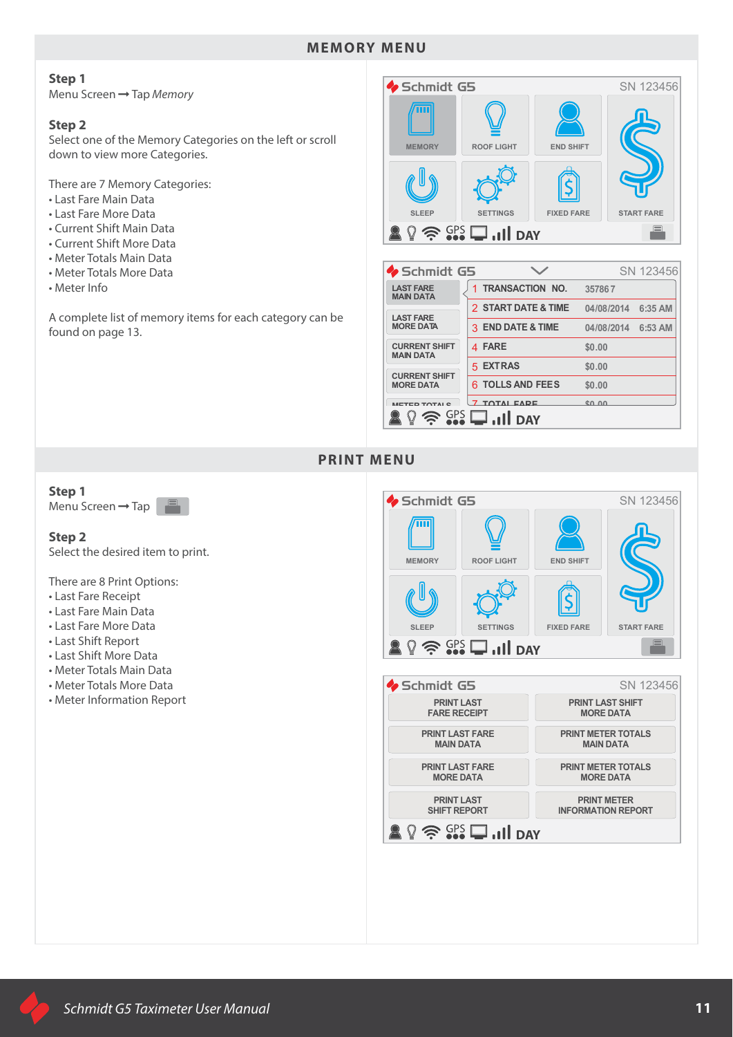## MEMORY MENU

**Step 1**
Menu Screen ➞ Tap *Memory*

**Step 2**
Select one of the Memory Categories on the left or scroll down to view more Categories.

There are 7 Memory Categories:

- Last Fare Main Data
- Last Fare More Data
- Current Shift Main Data
- Current Shift More Data
- Meter Totals Main Data
- Meter Totals More Data
- Meter Info

A complete list of memory items for each category can be found on page 13.

## PRINT MENU

**Step 1**
Menu Screen ➞ Tap

**Step 2**
Select the desired item to print.

There are 8 Print Options:

- Last Fare Receipt
- Last Fare Main Data
- Last Fare More Data
- Last Shift Report
- Last Shift More Data
- Meter Totals Main Data
- Meter Totals More Data
- Meter Information Report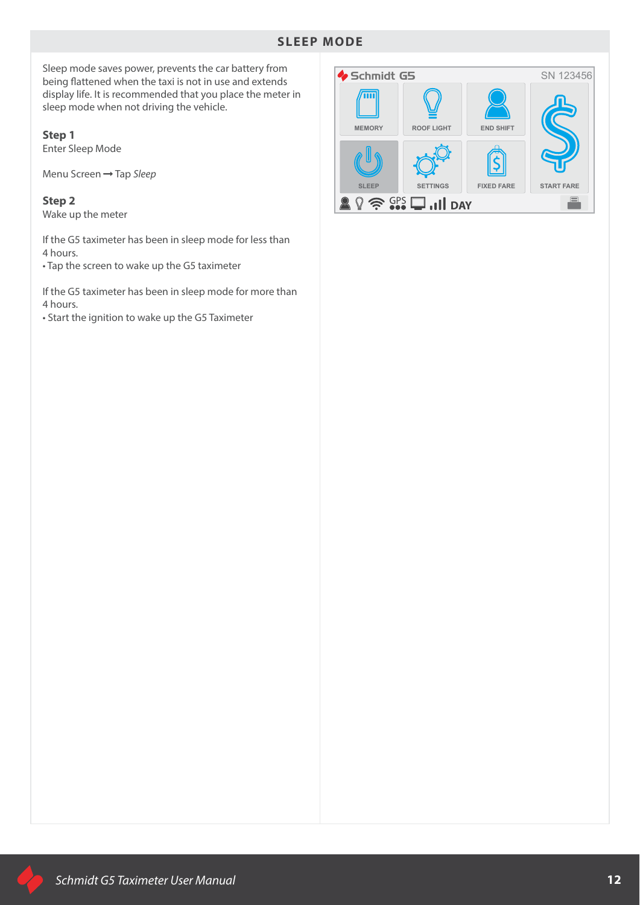## SLEEP MODE

Sleep mode saves power, prevents the car battery from being flattened when the taxi is not in use and extends display life. It is recommended that you place the meter in sleep mode when not driving the vehicle.

**Step 1**
Enter Sleep Mode

Menu Screen ➞ Tap *Sleep*

**Step 2**
Wake up the meter

If the G5 taximeter has been in sleep mode for less than 4 hours.
- Tap the screen to wake up the G5 taximeter

If the G5 taximeter has been in sleep mode for more than 4 hours.
- Start the ignition to wake up the G5 Taximeter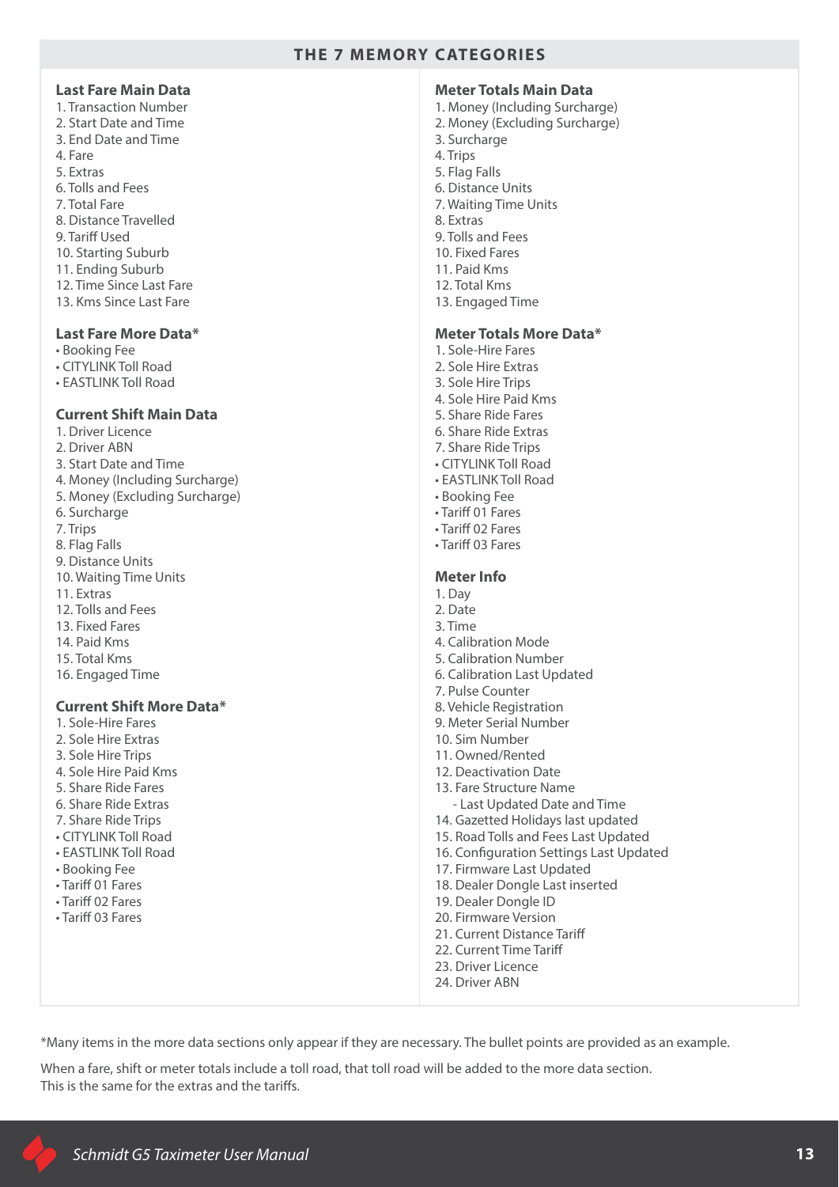## THE 7 MEMORY CATEGORIES

### Last Fare Main Data

1. Transaction Number
2. Start Date and Time
3. End Date and Time
4. Fare
5. Extras
6. Tolls and Fees
7. Total Fare
8. Distance Travelled
9. Tariff Used
10. Starting Suburb
11. Ending Suburb
12. Time Since Last Fare
13. Kms Since Last Fare

### Last Fare More Data*

- Booking Fee
- CITYLINK Toll Road
- EASTLINK Toll Road

### Current Shift Main Data

1. Driver Licence
2. Driver ABN
3. Start Date and Time
4. Money (Including Surcharge)
5. Money (Excluding Surcharge)
6. Surcharge
7. Trips
8. Flag Falls
9. Distance Units
10. Waiting Time Units
11. Extras
12. Tolls and Fees
13. Fixed Fares
14. Paid Kms
15. Total Kms
16. Engaged Time

### Current Shift More Data*

1. Sole-Hire Fares
2. Sole Hire Extras
3. Sole Hire Trips
4. Sole Hire Paid Kms
5. Share Ride Fares
6. Share Ride Extras
7. Share Ride Trips

- CITYLINK Toll Road
- EASTLINK Toll Road
- Booking Fee
- Tariff 01 Fares
- Tariff 02 Fares
- Tariff 03 Fares

### Meter Totals Main Data

1. Money (Including Surcharge)
2. Money (Excluding Surcharge)
3. Surcharge
4. Trips
5. Flag Falls
6. Distance Units
7. Waiting Time Units
8. Extras
9. Tolls and Fees
10. Fixed Fares
11. Paid Kms
12. Total Kms
13. Engaged Time

### Meter Totals More Data*

1. Sole-Hire Fares
2. Sole Hire Extras
3. Sole Hire Trips
4. Sole Hire Paid Kms
5. Share Ride Fares
6. Share Ride Extras
7. Share Ride Trips

- CITYLINK Toll Road
- EASTLINK Toll Road
- Booking Fee
- Tariff 01 Fares
- Tariff 02 Fares
- Tariff 03 Fares

### Meter Info

1. Day
2. Date
3. Time
4. Calibration Mode
5. Calibration Number
6. Calibration Last Updated
7. Pulse Counter
8. Vehicle Registration
9. Meter Serial Number
10. Sim Number
11. Owned/Rented
12. Deactivation Date
13. Fare Structure Name
    - Last Updated Date and Time
14. Gazetted Holidays last updated
15. Road Tolls and Fees Last Updated
16. Configuration Settings Last Updated
17. Firmware Last Updated
18. Dealer Dongle Last inserted
19. Dealer Dongle ID
20. Firmware Version
21. Current Distance Tariff
22. Current Time Tariff
23. Driver Licence
24. Driver ABN

*Many items in the more data sections only appear if they are necessary. The bullet points are provided as an example.

When a fare, shift or meter totals include a toll road, that toll road will be added to the more data section. This is the same for the extras and the tariffs.